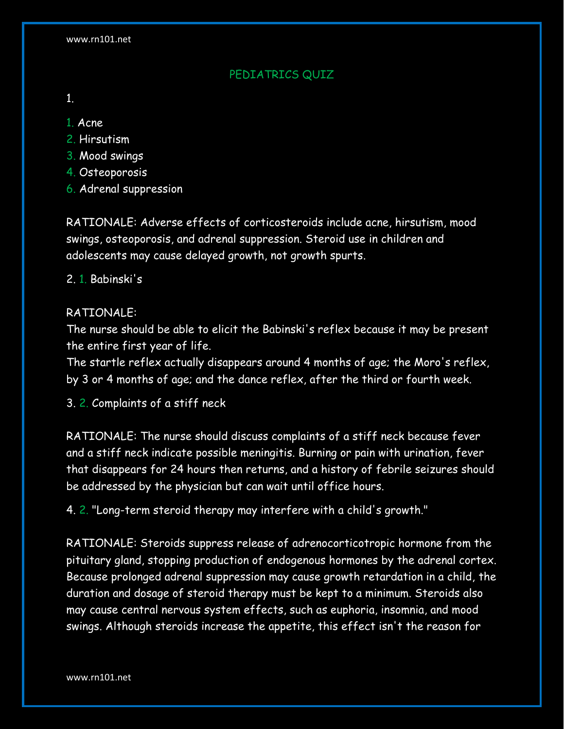PEDIATRICS QUIZ

1.

1. Acne
2. Hirsutism
3. Mood swings
4. Osteoporosis
6. Adrenal suppression

RATIONALE: Adverse effects of corticosteroids include acne, hirsutism, mood swings, osteoporosis, and adrenal suppression. Steroid use in children and adolescents may cause delayed growth, not growth spurts.

2. 1. Babinski's

RATIONALE:
The nurse should be able to elicit the Babinski's reflex because it may be present the entire first year of life.
The startle reflex actually disappears around 4 months of age; the Moro's reflex, by 3 or 4 months of age; and the dance reflex, after the third or fourth week.

3. 2. Complaints of a stiff neck

RATIONALE: The nurse should discuss complaints of a stiff neck because fever and a stiff neck indicate possible meningitis. Burning or pain with urination, fever that disappears for 24 hours then returns, and a history of febrile seizures should be addressed by the physician but can wait until office hours.

4. 2. "Long-term steroid therapy may interfere with a child's growth."

RATIONALE: Steroids suppress release of adrenocorticotropic hormone from the pituitary gland, stopping production of endogenous hormones by the adrenal cortex. Because prolonged adrenal suppression may cause growth retardation in a child, the duration and dosage of steroid therapy must be kept to a minimum. Steroids also may cause central nervous system effects, such as euphoria, insomnia, and mood swings. Although steroids increase the appetite, this effect isn't the reason for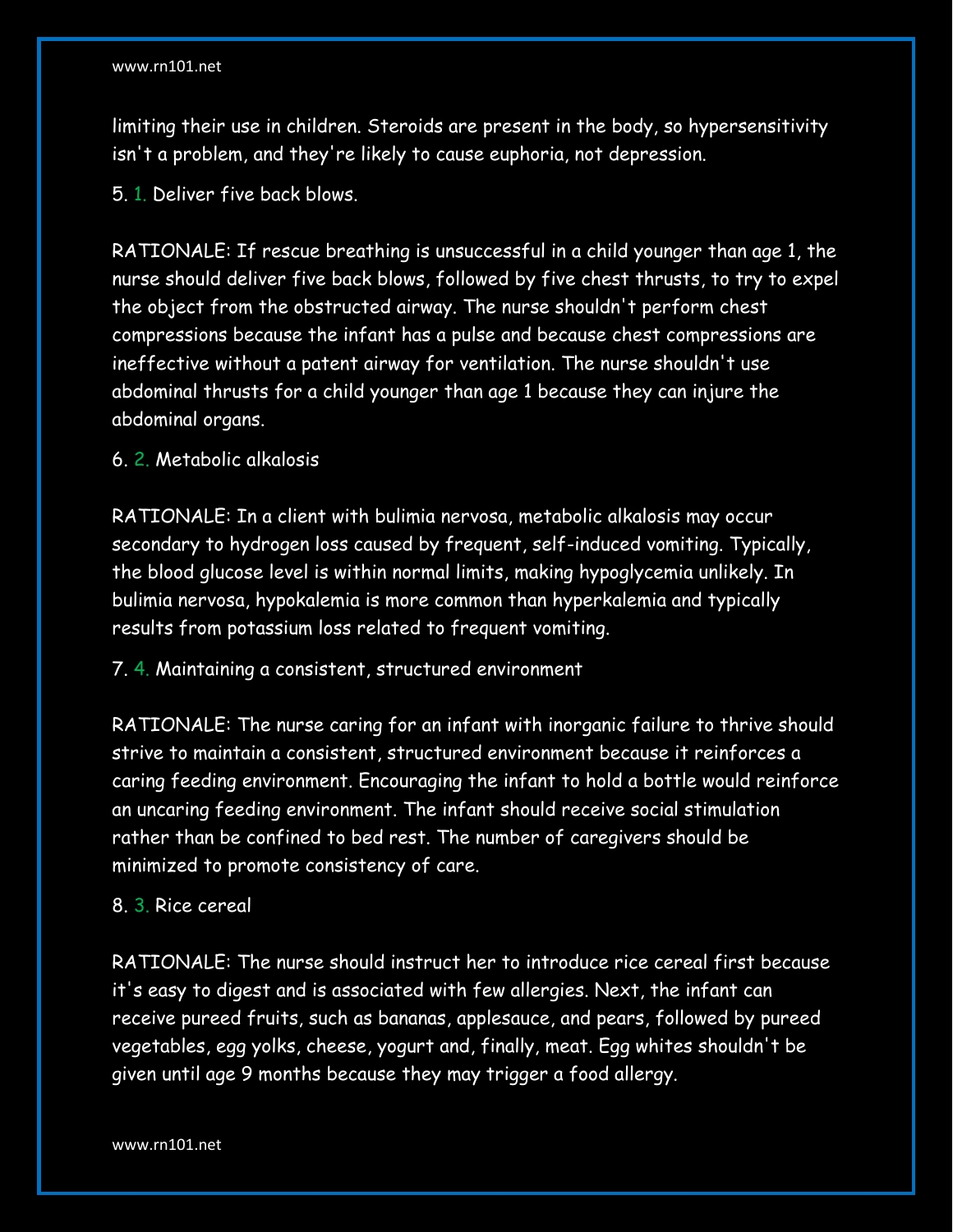limiting their use in children. Steroids are present in the body, so hypersensitivity isn't a problem, and they're likely to cause euphoria, not depression.

5. 1. Deliver five back blows.

RATIONALE: If rescue breathing is unsuccessful in a child younger than age 1, the nurse should deliver five back blows, followed by five chest thrusts, to try to expel the object from the obstructed airway. The nurse shouldn't perform chest compressions because the infant has a pulse and because chest compressions are ineffective without a patent airway for ventilation. The nurse shouldn't use abdominal thrusts for a child younger than age 1 because they can injure the abdominal organs.

6. 2. Metabolic alkalosis

RATIONALE: In a client with bulimia nervosa, metabolic alkalosis may occur secondary to hydrogen loss caused by frequent, self-induced vomiting. Typically, the blood glucose level is within normal limits, making hypoglycemia unlikely. In bulimia nervosa, hypokalemia is more common than hyperkalemia and typically results from potassium loss related to frequent vomiting.

7. 4. Maintaining a consistent, structured environment

RATIONALE: The nurse caring for an infant with inorganic failure to thrive should strive to maintain a consistent, structured environment because it reinforces a caring feeding environment. Encouraging the infant to hold a bottle would reinforce an uncaring feeding environment. The infant should receive social stimulation rather than be confined to bed rest. The number of caregivers should be minimized to promote consistency of care.

8. 3. Rice cereal

RATIONALE: The nurse should instruct her to introduce rice cereal first because it's easy to digest and is associated with few allergies. Next, the infant can receive pureed fruits, such as bananas, applesauce, and pears, followed by pureed vegetables, egg yolks, cheese, yogurt and, finally, meat. Egg whites shouldn't be given until age 9 months because they may trigger a food allergy.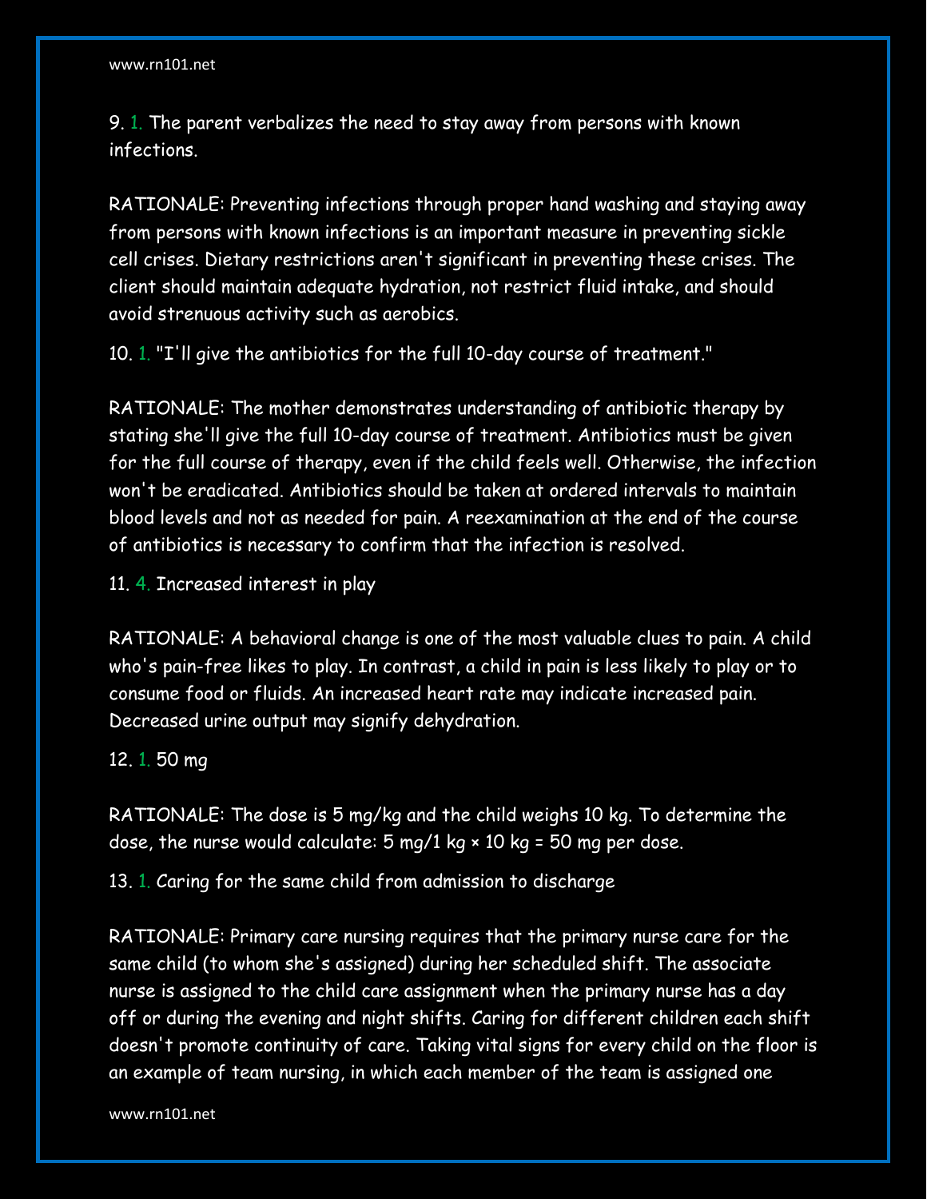9. 1. The parent verbalizes the need to stay away from persons with known infections.

RATIONALE: Preventing infections through proper hand washing and staying away from persons with known infections is an important measure in preventing sickle cell crises. Dietary restrictions aren't significant in preventing these crises. The client should maintain adequate hydration, not restrict fluid intake, and should avoid strenuous activity such as aerobics.

10. 1. "I'll give the antibiotics for the full 10-day course of treatment."

RATIONALE: The mother demonstrates understanding of antibiotic therapy by stating she'll give the full 10-day course of treatment. Antibiotics must be given for the full course of therapy, even if the child feels well. Otherwise, the infection won't be eradicated. Antibiotics should be taken at ordered intervals to maintain blood levels and not as needed for pain. A reexamination at the end of the course of antibiotics is necessary to confirm that the infection is resolved.

11. 4. Increased interest in play

RATIONALE: A behavioral change is one of the most valuable clues to pain. A child who's pain-free likes to play. In contrast, a child in pain is less likely to play or to consume food or fluids. An increased heart rate may indicate increased pain. Decreased urine output may signify dehydration.

12. 1. 50 mg

RATIONALE: The dose is 5 mg/kg and the child weighs 10 kg. To determine the dose, the nurse would calculate: 5 mg/1 kg × 10 kg = 50 mg per dose.

13. 1. Caring for the same child from admission to discharge

RATIONALE: Primary care nursing requires that the primary nurse care for the same child (to whom she's assigned) during her scheduled shift. The associate nurse is assigned to the child care assignment when the primary nurse has a day off or during the evening and night shifts. Caring for different children each shift doesn't promote continuity of care. Taking vital signs for every child on the floor is an example of team nursing, in which each member of the team is assigned one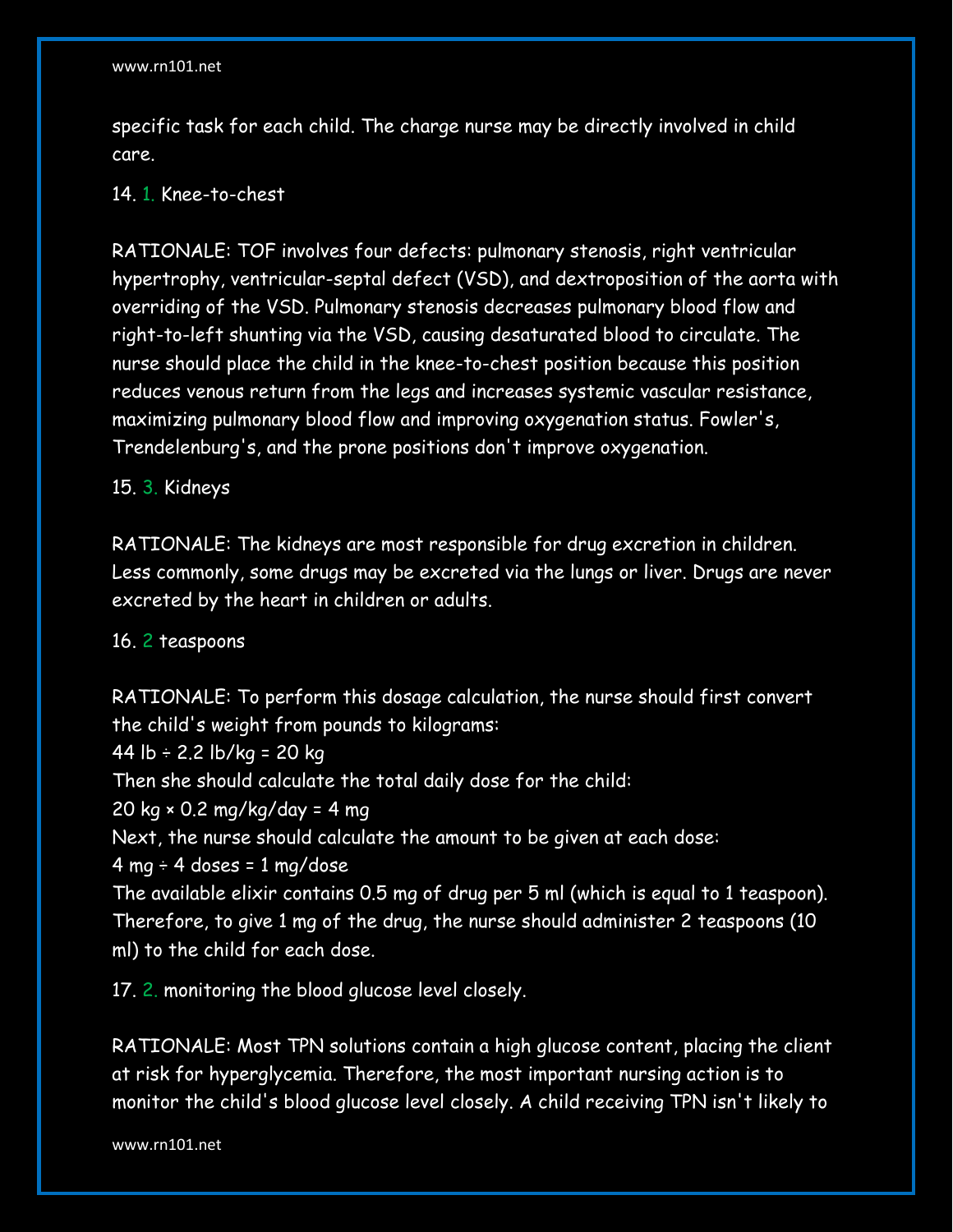specific task for each child. The charge nurse may be directly involved in child care.

14. 1. Knee-to-chest

RATIONALE: TOF involves four defects: pulmonary stenosis, right ventricular hypertrophy, ventricular-septal defect (VSD), and dextroposition of the aorta with overriding of the VSD. Pulmonary stenosis decreases pulmonary blood flow and right-to-left shunting via the VSD, causing desaturated blood to circulate. The nurse should place the child in the knee-to-chest position because this position reduces venous return from the legs and increases systemic vascular resistance, maximizing pulmonary blood flow and improving oxygenation status. Fowler's, Trendelenburg's, and the prone positions don't improve oxygenation.

15. 3. Kidneys

RATIONALE: The kidneys are most responsible for drug excretion in children. Less commonly, some drugs may be excreted via the lungs or liver. Drugs are never excreted by the heart in children or adults.

16. 2 teaspoons

RATIONALE: To perform this dosage calculation, the nurse should first convert the child's weight from pounds to kilograms:
44 lb ÷ 2.2 lb/kg = 20 kg
Then she should calculate the total daily dose for the child:
20 kg × 0.2 mg/kg/day = 4 mg
Next, the nurse should calculate the amount to be given at each dose:
4 mg ÷ 4 doses = 1 mg/dose
The available elixir contains 0.5 mg of drug per 5 ml (which is equal to 1 teaspoon). Therefore, to give 1 mg of the drug, the nurse should administer 2 teaspoons (10 ml) to the child for each dose.

17. 2. monitoring the blood glucose level closely.

RATIONALE: Most TPN solutions contain a high glucose content, placing the client at risk for hyperglycemia. Therefore, the most important nursing action is to monitor the child's blood glucose level closely. A child receiving TPN isn't likely to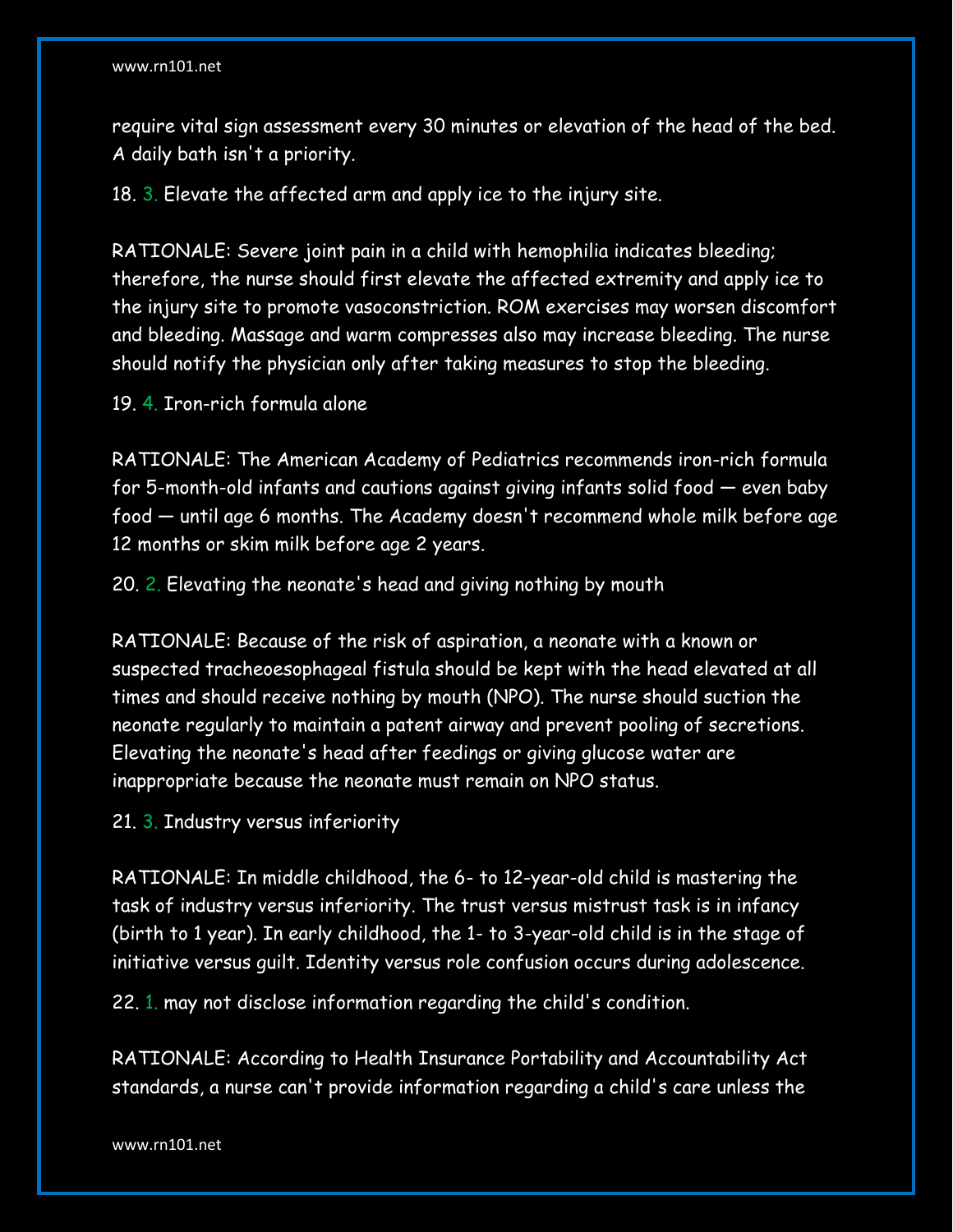require vital sign assessment every 30 minutes or elevation of the head of the bed. A daily bath isn't a priority.

18. 3. Elevate the affected arm and apply ice to the injury site.

RATIONALE: Severe joint pain in a child with hemophilia indicates bleeding; therefore, the nurse should first elevate the affected extremity and apply ice to the injury site to promote vasoconstriction. ROM exercises may worsen discomfort and bleeding. Massage and warm compresses also may increase bleeding. The nurse should notify the physician only after taking measures to stop the bleeding.

19. 4. Iron-rich formula alone

RATIONALE: The American Academy of Pediatrics recommends iron-rich formula for 5-month-old infants and cautions against giving infants solid food — even baby food — until age 6 months. The Academy doesn't recommend whole milk before age 12 months or skim milk before age 2 years.

20. 2. Elevating the neonate's head and giving nothing by mouth

RATIONALE: Because of the risk of aspiration, a neonate with a known or suspected tracheoesophageal fistula should be kept with the head elevated at all times and should receive nothing by mouth (NPO). The nurse should suction the neonate regularly to maintain a patent airway and prevent pooling of secretions. Elevating the neonate's head after feedings or giving glucose water are inappropriate because the neonate must remain on NPO status.

21. 3. Industry versus inferiority

RATIONALE: In middle childhood, the 6- to 12-year-old child is mastering the task of industry versus inferiority. The trust versus mistrust task is in infancy (birth to 1 year). In early childhood, the 1- to 3-year-old child is in the stage of initiative versus guilt. Identity versus role confusion occurs during adolescence.

22. 1. may not disclose information regarding the child's condition.

RATIONALE: According to Health Insurance Portability and Accountability Act standards, a nurse can't provide information regarding a child's care unless the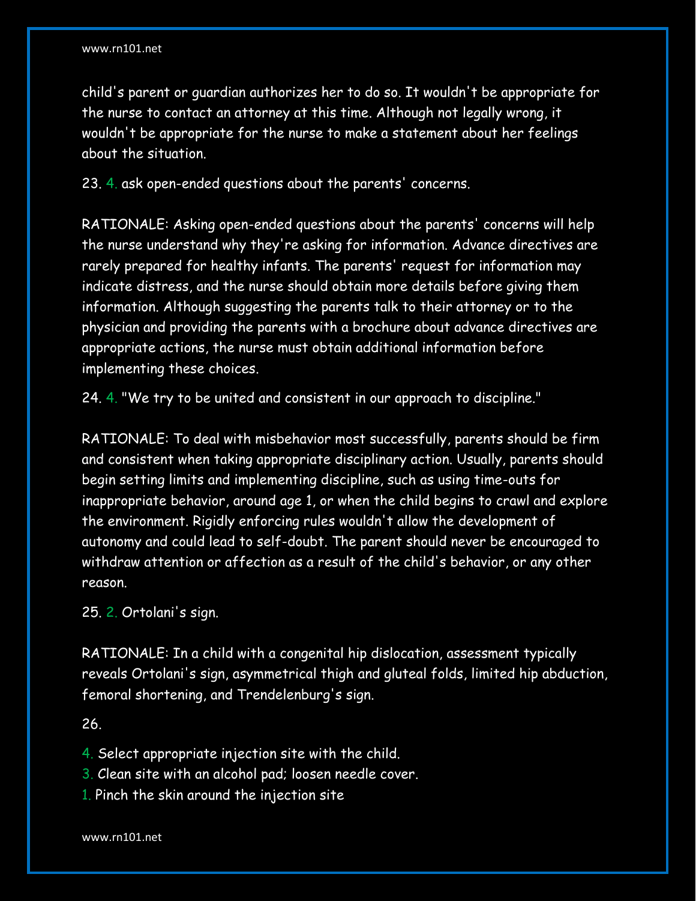child's parent or guardian authorizes her to do so. It wouldn't be appropriate for the nurse to contact an attorney at this time. Although not legally wrong, it wouldn't be appropriate for the nurse to make a statement about her feelings about the situation.

23. 4. ask open-ended questions about the parents' concerns.

RATIONALE: Asking open-ended questions about the parents' concerns will help the nurse understand why they're asking for information. Advance directives are rarely prepared for healthy infants. The parents' request for information may indicate distress, and the nurse should obtain more details before giving them information. Although suggesting the parents talk to their attorney or to the physician and providing the parents with a brochure about advance directives are appropriate actions, the nurse must obtain additional information before implementing these choices.

24. 4. "We try to be united and consistent in our approach to discipline."

RATIONALE: To deal with misbehavior most successfully, parents should be firm and consistent when taking appropriate disciplinary action. Usually, parents should begin setting limits and implementing discipline, such as using time-outs for inappropriate behavior, around age 1, or when the child begins to crawl and explore the environment. Rigidly enforcing rules wouldn't allow the development of autonomy and could lead to self-doubt. The parent should never be encouraged to withdraw attention or affection as a result of the child's behavior, or any other reason.

25. 2. Ortolani's sign.

RATIONALE: In a child with a congenital hip dislocation, assessment typically reveals Ortolani's sign, asymmetrical thigh and gluteal folds, limited hip abduction, femoral shortening, and Trendelenburg's sign.

26.

4. Select appropriate injection site with the child.
3. Clean site with an alcohol pad; loosen needle cover.
1. Pinch the skin around the injection site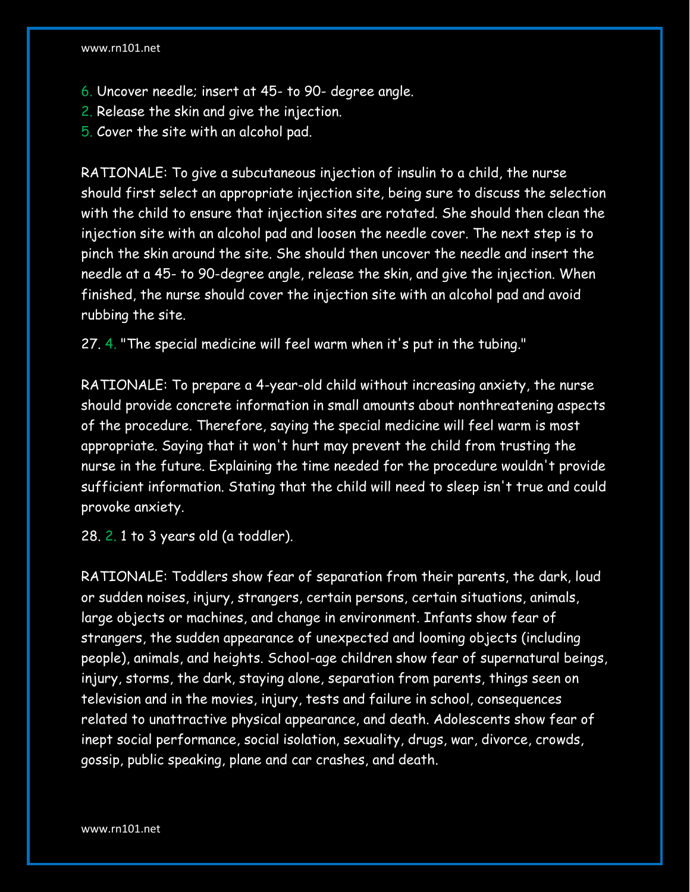6. Uncover needle; insert at 45- to 90- degree angle.
2. Release the skin and give the injection.
5. Cover the site with an alcohol pad.

RATIONALE: To give a subcutaneous injection of insulin to a child, the nurse should first select an appropriate injection site, being sure to discuss the selection with the child to ensure that injection sites are rotated. She should then clean the injection site with an alcohol pad and loosen the needle cover. The next step is to pinch the skin around the site. She should then uncover the needle and insert the needle at a 45- to 90-degree angle, release the skin, and give the injection. When finished, the nurse should cover the injection site with an alcohol pad and avoid rubbing the site.

27\. 4. "The special medicine will feel warm when it's put in the tubing."

RATIONALE: To prepare a 4-year-old child without increasing anxiety, the nurse should provide concrete information in small amounts about nonthreatening aspects of the procedure. Therefore, saying the special medicine will feel warm is most appropriate. Saying that it won't hurt may prevent the child from trusting the nurse in the future. Explaining the time needed for the procedure wouldn't provide sufficient information. Stating that the child will need to sleep isn't true and could provoke anxiety.

28\. 2. 1 to 3 years old (a toddler).

RATIONALE: Toddlers show fear of separation from their parents, the dark, loud or sudden noises, injury, strangers, certain persons, certain situations, animals, large objects or machines, and change in environment. Infants show fear of strangers, the sudden appearance of unexpected and looming objects (including people), animals, and heights. School-age children show fear of supernatural beings, injury, storms, the dark, staying alone, separation from parents, things seen on television and in the movies, injury, tests and failure in school, consequences related to unattractive physical appearance, and death. Adolescents show fear of inept social performance, social isolation, sexuality, drugs, war, divorce, crowds, gossip, public speaking, plane and car crashes, and death.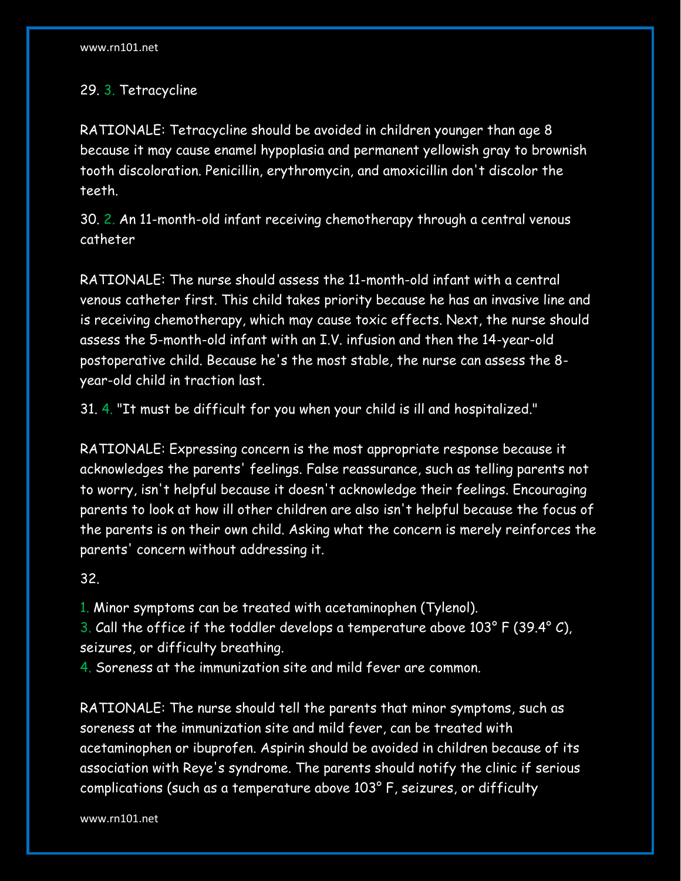29. 3. Tetracycline

RATIONALE: Tetracycline should be avoided in children younger than age 8 because it may cause enamel hypoplasia and permanent yellowish gray to brownish tooth discoloration. Penicillin, erythromycin, and amoxicillin don't discolor the teeth.

30. 2. An 11-month-old infant receiving chemotherapy through a central venous catheter

RATIONALE: The nurse should assess the 11-month-old infant with a central venous catheter first. This child takes priority because he has an invasive line and is receiving chemotherapy, which may cause toxic effects. Next, the nurse should assess the 5-month-old infant with an I.V. infusion and then the 14-year-old postoperative child. Because he's the most stable, the nurse can assess the 8-year-old child in traction last.

31. 4. "It must be difficult for you when your child is ill and hospitalized."

RATIONALE: Expressing concern is the most appropriate response because it acknowledges the parents' feelings. False reassurance, such as telling parents not to worry, isn't helpful because it doesn't acknowledge their feelings. Encouraging parents to look at how ill other children are also isn't helpful because the focus of the parents is on their own child. Asking what the concern is merely reinforces the parents' concern without addressing it.

32.

1. Minor symptoms can be treated with acetaminophen (Tylenol).
3. Call the office if the toddler develops a temperature above 103° F (39.4° C), seizures, or difficulty breathing.
4. Soreness at the immunization site and mild fever are common.

RATIONALE: The nurse should tell the parents that minor symptoms, such as soreness at the immunization site and mild fever, can be treated with acetaminophen or ibuprofen. Aspirin should be avoided in children because of its association with Reye's syndrome. The parents should notify the clinic if serious complications (such as a temperature above 103° F, seizures, or difficulty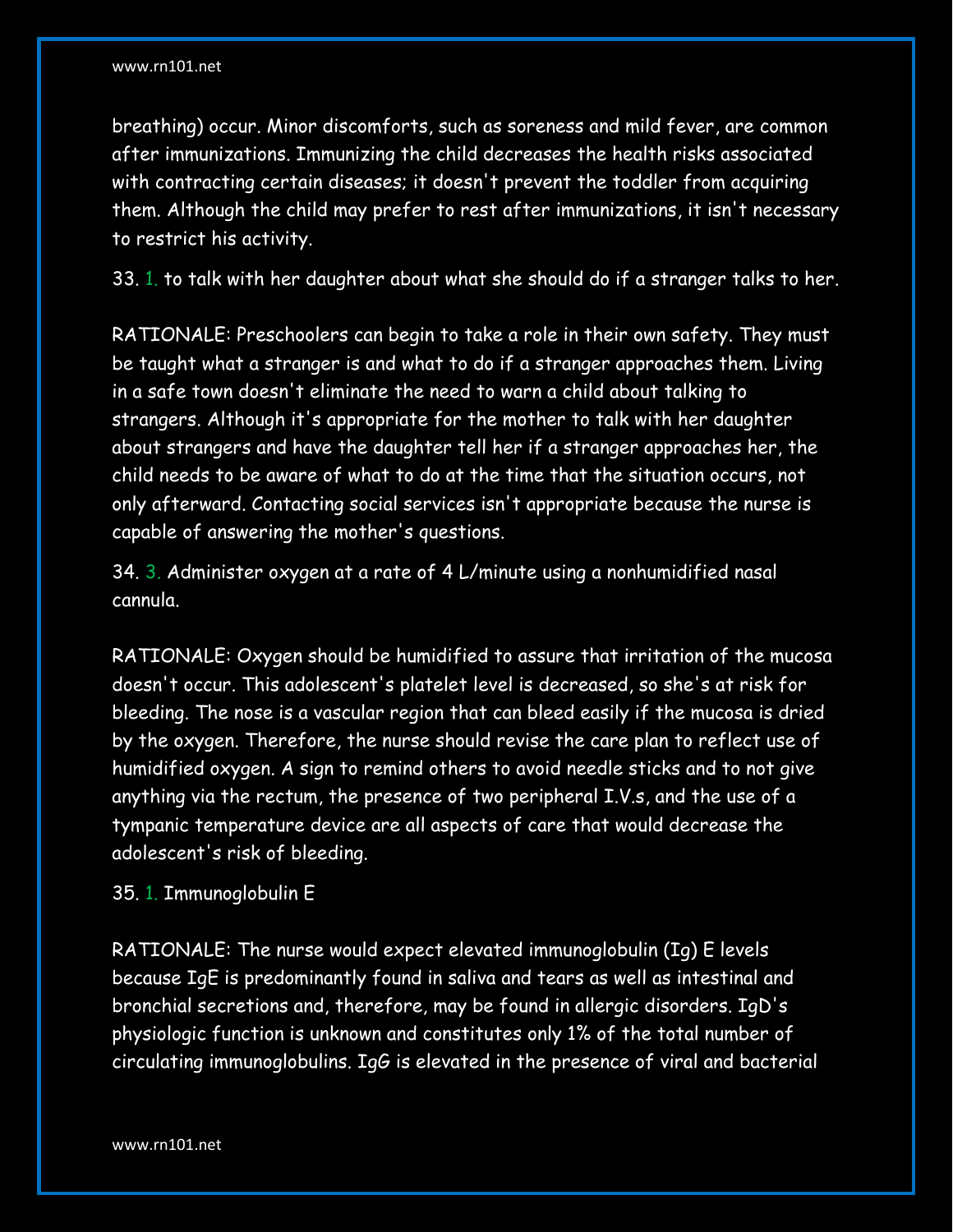breathing) occur. Minor discomforts, such as soreness and mild fever, are common after immunizations. Immunizing the child decreases the health risks associated with contracting certain diseases; it doesn't prevent the toddler from acquiring them. Although the child may prefer to rest after immunizations, it isn't necessary to restrict his activity.

33. 1. to talk with her daughter about what she should do if a stranger talks to her.

RATIONALE: Preschoolers can begin to take a role in their own safety. They must be taught what a stranger is and what to do if a stranger approaches them. Living in a safe town doesn't eliminate the need to warn a child about talking to strangers. Although it's appropriate for the mother to talk with her daughter about strangers and have the daughter tell her if a stranger approaches her, the child needs to be aware of what to do at the time that the situation occurs, not only afterward. Contacting social services isn't appropriate because the nurse is capable of answering the mother's questions.

34. 3. Administer oxygen at a rate of 4 L/minute using a nonhumidified nasal cannula.

RATIONALE: Oxygen should be humidified to assure that irritation of the mucosa doesn't occur. This adolescent's platelet level is decreased, so she's at risk for bleeding. The nose is a vascular region that can bleed easily if the mucosa is dried by the oxygen. Therefore, the nurse should revise the care plan to reflect use of humidified oxygen. A sign to remind others to avoid needle sticks and to not give anything via the rectum, the presence of two peripheral I.V.s, and the use of a tympanic temperature device are all aspects of care that would decrease the adolescent's risk of bleeding.

35. 1. Immunoglobulin E

RATIONALE: The nurse would expect elevated immunoglobulin (Ig) E levels because IgE is predominantly found in saliva and tears as well as intestinal and bronchial secretions and, therefore, may be found in allergic disorders. IgD's physiologic function is unknown and constitutes only 1% of the total number of circulating immunoglobulins. IgG is elevated in the presence of viral and bacterial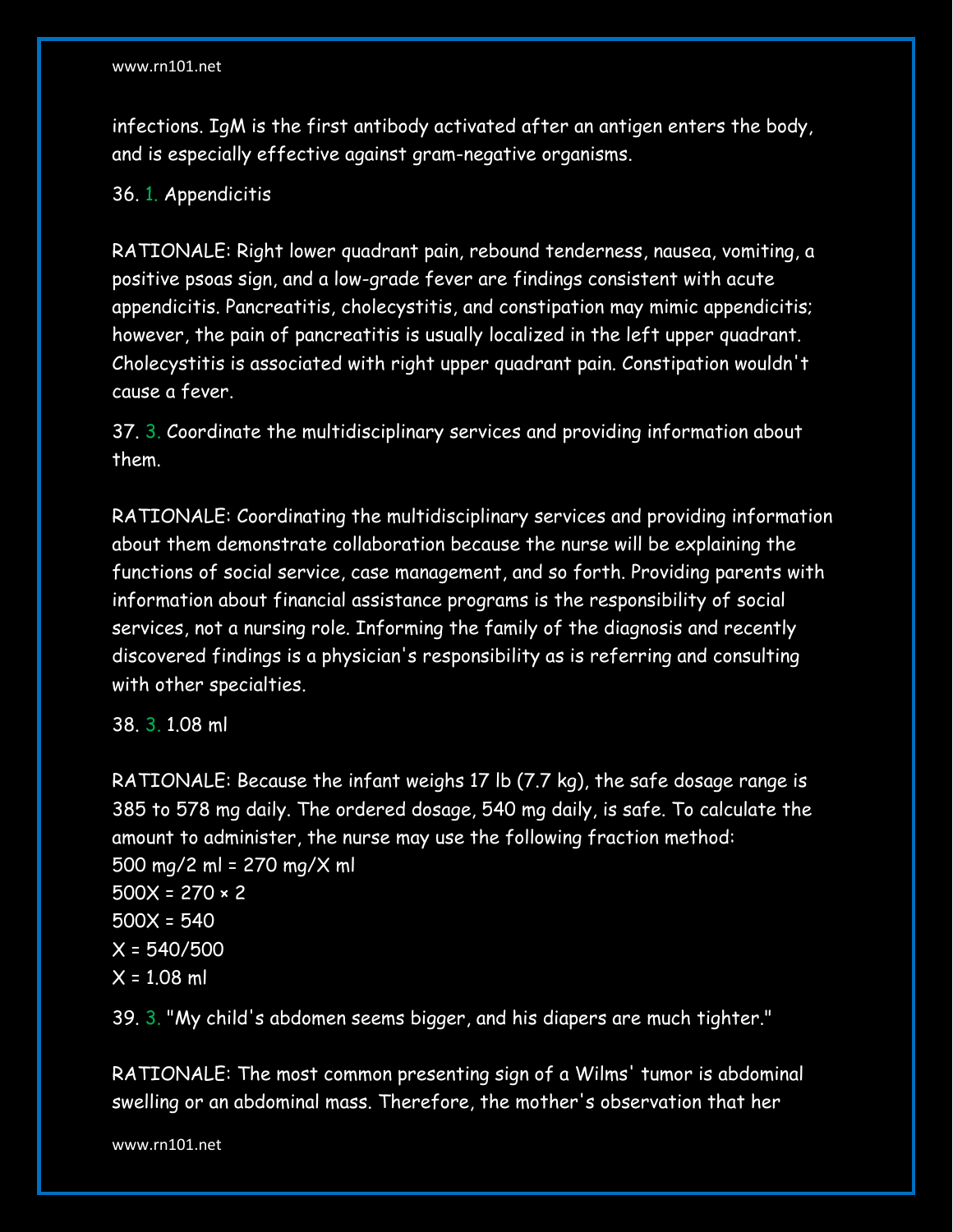infections. IgM is the first antibody activated after an antigen enters the body, and is especially effective against gram-negative organisms.

36. 1. Appendicitis

RATIONALE: Right lower quadrant pain, rebound tenderness, nausea, vomiting, a positive psoas sign, and a low-grade fever are findings consistent with acute appendicitis. Pancreatitis, cholecystitis, and constipation may mimic appendicitis; however, the pain of pancreatitis is usually localized in the left upper quadrant. Cholecystitis is associated with right upper quadrant pain. Constipation wouldn't cause a fever.

37. 3. Coordinate the multidisciplinary services and providing information about them.

RATIONALE: Coordinating the multidisciplinary services and providing information about them demonstrate collaboration because the nurse will be explaining the functions of social service, case management, and so forth. Providing parents with information about financial assistance programs is the responsibility of social services, not a nursing role. Informing the family of the diagnosis and recently discovered findings is a physician's responsibility as is referring and consulting with other specialties.

38. 3. 1.08 ml

RATIONALE: Because the infant weighs 17 lb (7.7 kg), the safe dosage range is 385 to 578 mg daily. The ordered dosage, 540 mg daily, is safe. To calculate the amount to administer, the nurse may use the following fraction method:
500 mg/2 ml = 270 mg/X ml
500X = 270 × 2
500X = 540
X = 540/500
X = 1.08 ml

39. 3. "My child's abdomen seems bigger, and his diapers are much tighter."

RATIONALE: The most common presenting sign of a Wilms' tumor is abdominal swelling or an abdominal mass. Therefore, the mother's observation that her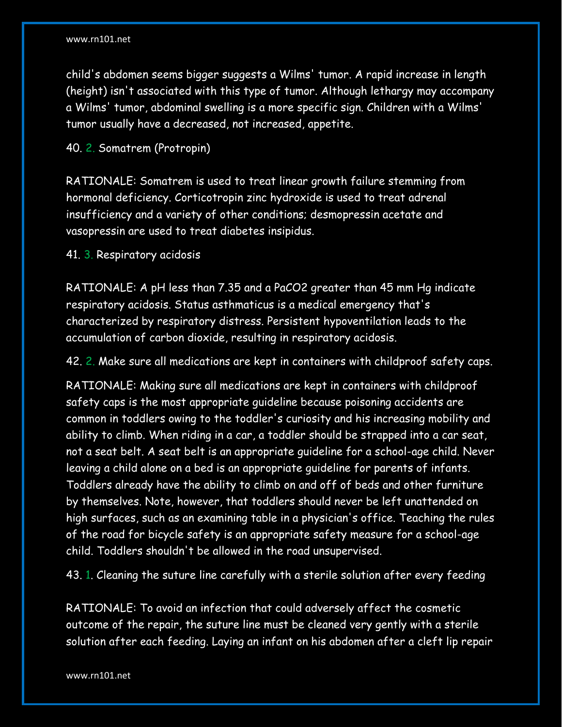child's abdomen seems bigger suggests a Wilms' tumor. A rapid increase in length (height) isn't associated with this type of tumor. Although lethargy may accompany a Wilms' tumor, abdominal swelling is a more specific sign. Children with a Wilms' tumor usually have a decreased, not increased, appetite.

40. 2. Somatrem (Protropin)

RATIONALE: Somatrem is used to treat linear growth failure stemming from hormonal deficiency. Corticotropin zinc hydroxide is used to treat adrenal insufficiency and a variety of other conditions; desmopressin acetate and vasopressin are used to treat diabetes insipidus.

41. 3. Respiratory acidosis

RATIONALE: A pH less than 7.35 and a $PaCO_2$ greater than 45 mm Hg indicate respiratory acidosis. Status asthmaticus is a medical emergency that's characterized by respiratory distress. Persistent hypoventilation leads to the accumulation of carbon dioxide, resulting in respiratory acidosis.

42. 2. Make sure all medications are kept in containers with childproof safety caps.

RATIONALE: Making sure all medications are kept in containers with childproof safety caps is the most appropriate guideline because poisoning accidents are common in toddlers owing to the toddler's curiosity and his increasing mobility and ability to climb. When riding in a car, a toddler should be strapped into a car seat, not a seat belt. A seat belt is an appropriate guideline for a school-age child. Never leaving a child alone on a bed is an appropriate guideline for parents of infants. Toddlers already have the ability to climb on and off of beds and other furniture by themselves. Note, however, that toddlers should never be left unattended on high surfaces, such as an examining table in a physician's office. Teaching the rules of the road for bicycle safety is an appropriate safety measure for a school-age child. Toddlers shouldn't be allowed in the road unsupervised.

43. 1. Cleaning the suture line carefully with a sterile solution after every feeding

RATIONALE: To avoid an infection that could adversely affect the cosmetic outcome of the repair, the suture line must be cleaned very gently with a sterile solution after each feeding. Laying an infant on his abdomen after a cleft lip repair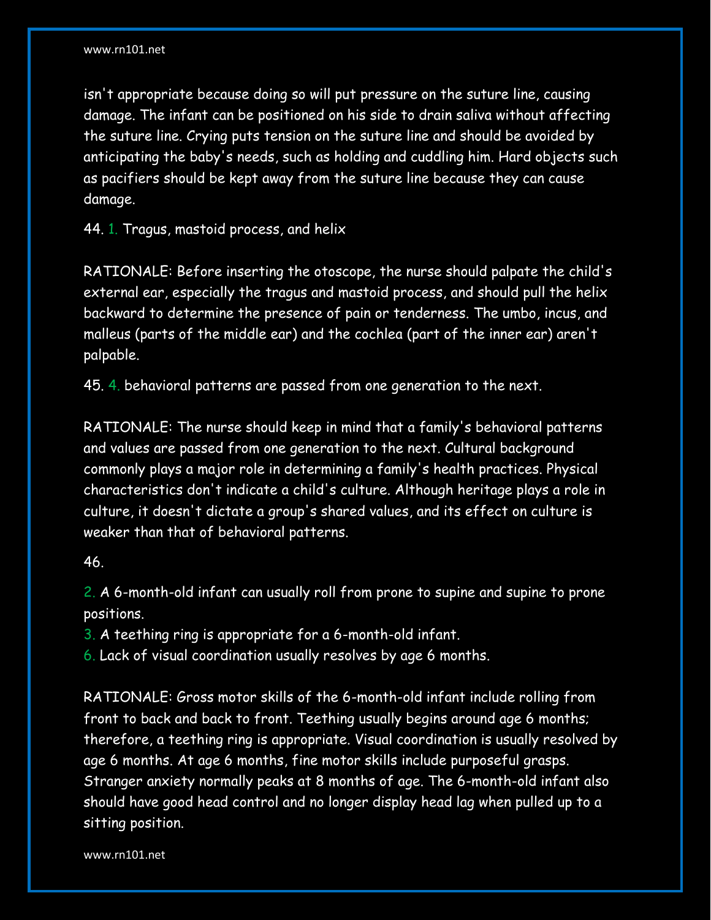isn't appropriate because doing so will put pressure on the suture line, causing damage. The infant can be positioned on his side to drain saliva without affecting the suture line. Crying puts tension on the suture line and should be avoided by anticipating the baby's needs, such as holding and cuddling him. Hard objects such as pacifiers should be kept away from the suture line because they can cause damage.

44. 1. Tragus, mastoid process, and helix

RATIONALE: Before inserting the otoscope, the nurse should palpate the child's external ear, especially the tragus and mastoid process, and should pull the helix backward to determine the presence of pain or tenderness. The umbo, incus, and malleus (parts of the middle ear) and the cochlea (part of the inner ear) aren't palpable.

45. 4. behavioral patterns are passed from one generation to the next.

RATIONALE: The nurse should keep in mind that a family's behavioral patterns and values are passed from one generation to the next. Cultural background commonly plays a major role in determining a family's health practices. Physical characteristics don't indicate a child's culture. Although heritage plays a role in culture, it doesn't dictate a group's shared values, and its effect on culture is weaker than that of behavioral patterns.

46.

2. A 6-month-old infant can usually roll from prone to supine and supine to prone positions.
3. A teething ring is appropriate for a 6-month-old infant.
6. Lack of visual coordination usually resolves by age 6 months.

RATIONALE: Gross motor skills of the 6-month-old infant include rolling from front to back and back to front. Teething usually begins around age 6 months; therefore, a teething ring is appropriate. Visual coordination is usually resolved by age 6 months. At age 6 months, fine motor skills include purposeful grasps. Stranger anxiety normally peaks at 8 months of age. The 6-month-old infant also should have good head control and no longer display head lag when pulled up to a sitting position.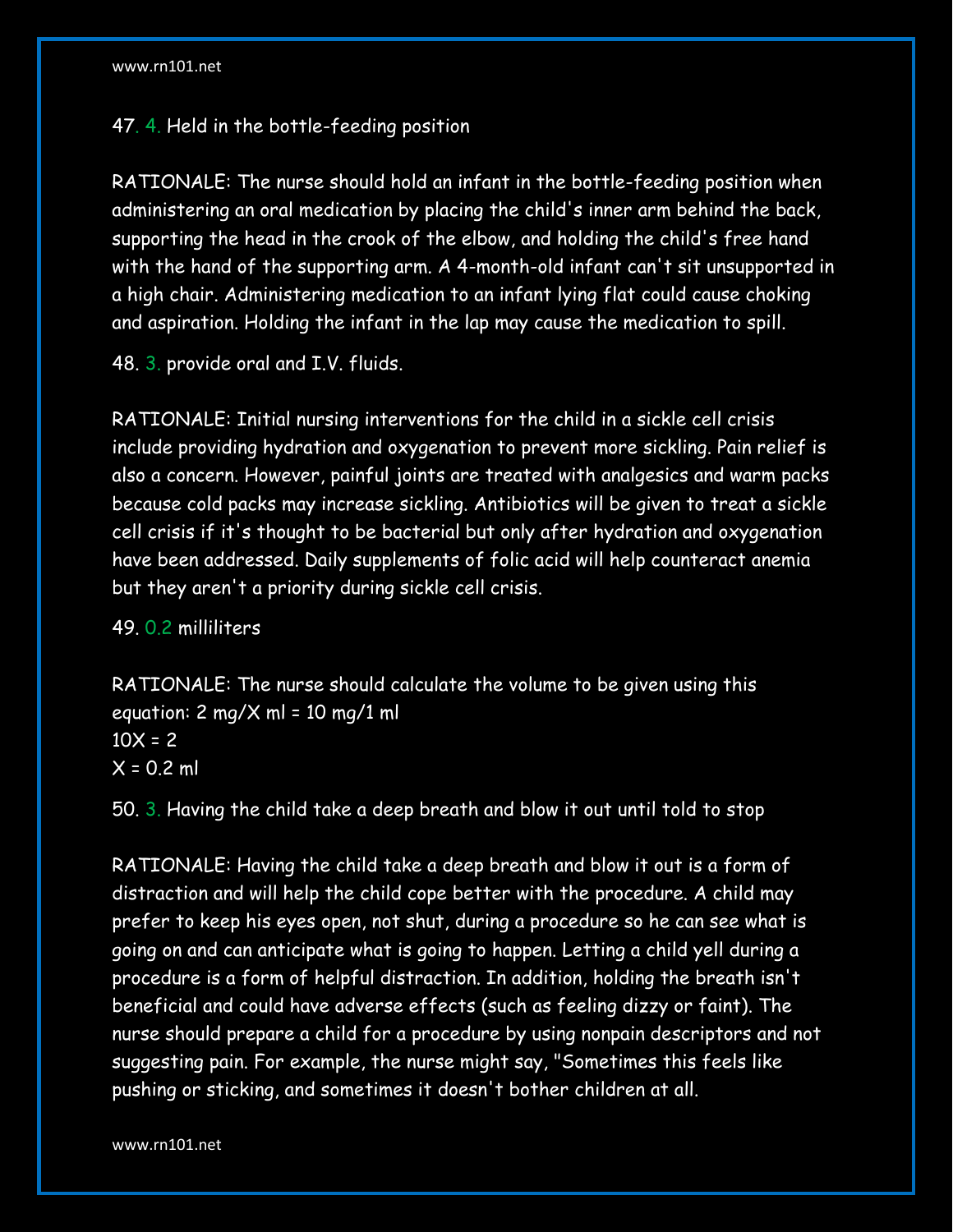47. 4. Held in the bottle-feeding position

RATIONALE: The nurse should hold an infant in the bottle-feeding position when administering an oral medication by placing the child's inner arm behind the back, supporting the head in the crook of the elbow, and holding the child's free hand with the hand of the supporting arm. A 4-month-old infant can't sit unsupported in a high chair. Administering medication to an infant lying flat could cause choking and aspiration. Holding the infant in the lap may cause the medication to spill.

48. 3. provide oral and I.V. fluids.

RATIONALE: Initial nursing interventions for the child in a sickle cell crisis include providing hydration and oxygenation to prevent more sickling. Pain relief is also a concern. However, painful joints are treated with analgesics and warm packs because cold packs may increase sickling. Antibiotics will be given to treat a sickle cell crisis if it's thought to be bacterial but only after hydration and oxygenation have been addressed. Daily supplements of folic acid will help counteract anemia but they aren't a priority during sickle cell crisis.

49. 0.2 milliliters

RATIONALE: The nurse should calculate the volume to be given using this equation: $2 \text{ mg}/X \text{ ml} = 10 \text{ mg}/1 \text{ ml}$

$10X = 2$

$X = 0.2 \text{ ml}$

50. 3. Having the child take a deep breath and blow it out until told to stop

RATIONALE: Having the child take a deep breath and blow it out is a form of distraction and will help the child cope better with the procedure. A child may prefer to keep his eyes open, not shut, during a procedure so he can see what is going on and can anticipate what is going to happen. Letting a child yell during a procedure is a form of helpful distraction. In addition, holding the breath isn't beneficial and could have adverse effects (such as feeling dizzy or faint). The nurse should prepare a child for a procedure by using nonpain descriptors and not suggesting pain. For example, the nurse might say, "Sometimes this feels like pushing or sticking, and sometimes it doesn't bother children at all.